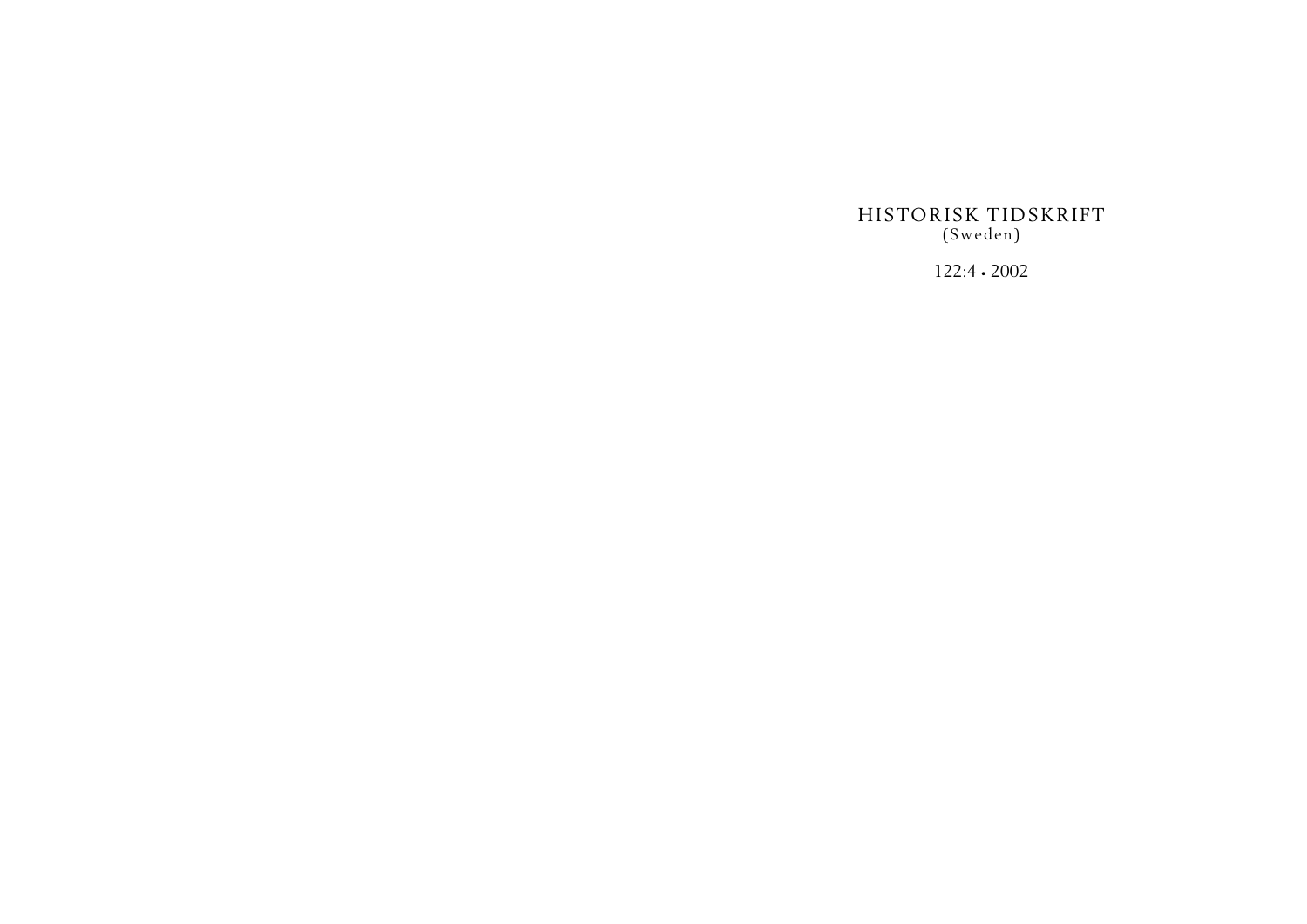# HISTORISK TIDSKRIFT

(Sweden)

122:4 • 2002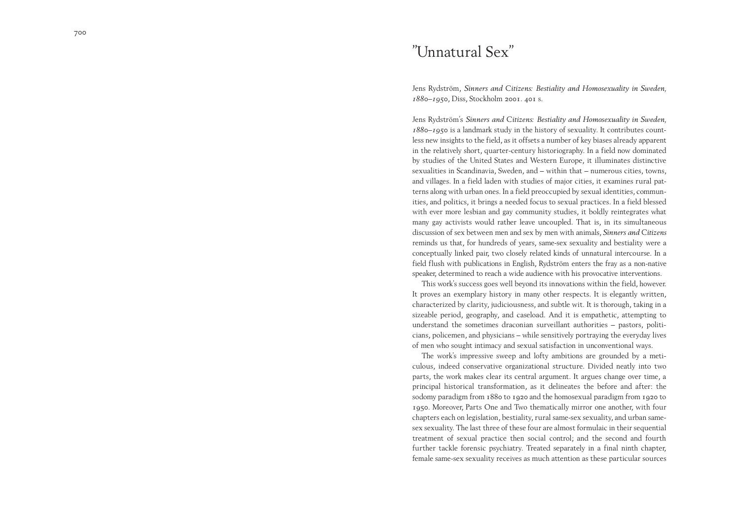# ”Unnatural Sex”

Jens Rydström, *Sinners and Citizens: Bestiality and Homosexuality in Sweden, 1880–1950*, Diss, Stockholm 2001. 401 s.

Jens Rydström's *Sinners and Citizens: Bestiality and Homosexuality in Sweden, 1880–1950* is a landmark study in the history of sexuality. It contributes countless new insights to the field, as it offsets a number of key biases already apparent in the relatively short, quarter-century historiography. In a field now dominated by studies of the United States and Western Europe, it illuminates distinctive sexualities in Scandinavia, Sweden, and – within that – numerous cities, towns, and villages. In a field laden with studies of major cities, it examines rural patterns along with urban ones. In a field preoccupied by sexual identities, communities, and politics, it brings a needed focus to sexual practices. In a field blessed with ever more lesbian and gay community studies, it boldly reintegrates what many gay activists would rather leave uncoupled. That is, in its simultaneous discussion of sex between men and sex by men with animals, *Sinners and Citizens* reminds us that, for hundreds of years, same-sex sexuality and bestiality were a conceptually linked pair, two closely related kinds of unnatural intercourse. In a field flush with publications in English, Rydström enters the fray as a non-native speaker, determined to reach a wide audience with his provocative interventions.

This work's success goes well beyond its innovations within the field, however. It proves an exemplary history in many other respects. It is elegantly written, characterized by clarity, judiciousness, and subtle wit. It is thorough, taking in a sizeable period, geography, and caseload. And it is empathetic, attempting to understand the sometimes draconian surveillant authorities – pastors, politicians, policemen, and physicians – while sensitively portraying the everyday lives of men who sought intimacy and sexual satisfaction in unconventional ways.

The work's impressive sweep and lofty ambitions are grounded by a meticulous, indeed conservative organizational structure. Divided neatly into two parts, the work makes clear its central argument. It argues change over time, a principal historical transformation, as it delineates the before and after: the sodomy paradigm from 1880 to 1920 and the homosexual paradigm from 1920 to 1950. Moreover, Parts One and Two thematically mirror one another, with four chapters each on legislation, bestiality, rural same-sex sexuality, and urban same-sex sexuality. The last three of these four are almost formulaic in their sequential treatment of sexual practice then social control; and the second and fourth further tackle forensic psychiatry. Treated separately in a final ninth chapter, female same-sex sexuality receives as much attention as these particular sources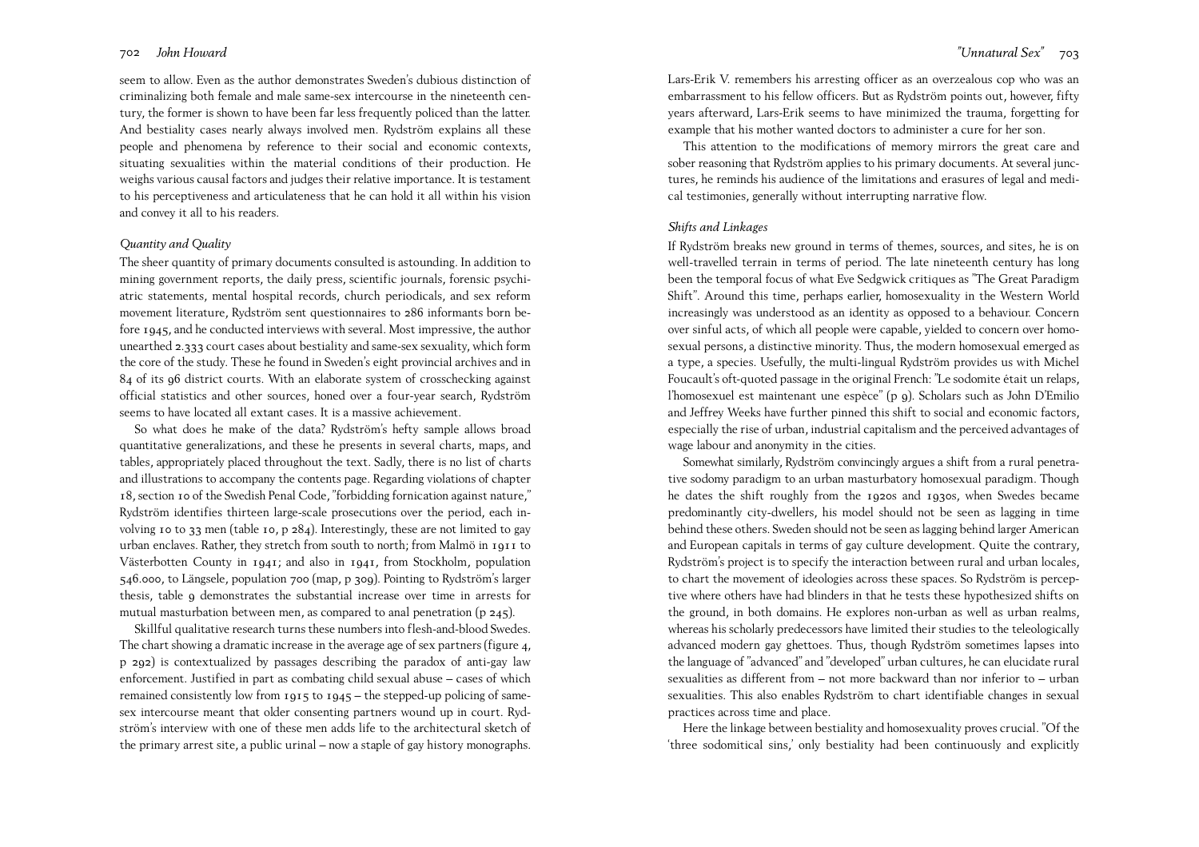seem to allow. Even as the author demonstrates Sweden's dubious distinction of criminalizing both female and male same-sex intercourse in the nineteenth century, the former is shown to have been far less frequently policed than the latter. And bestiality cases nearly always involved men. Rydström explains all these people and phenomena by reference to their social and economic contexts, situating sexualities within the material conditions of their production. He weighs various causal factors and judges their relative importance. It is testament to his perceptiveness and articulateness that he can hold it all within his vision and convey it all to his readers.

### *Quantity and Quality*

The sheer quantity of primary documents consulted is astounding. In addition to mining government reports, the daily press, scientific journals, forensic psychiatric statements, mental hospital records, church periodicals, and sex reform movement literature, Rydström sent questionnaires to 286 informants born before 1945, and he conducted interviews with several. Most impressive, the author unearthed 2.333 court cases about bestiality and same-sex sexuality, which form the core of the study. These he found in Sweden's eight provincial archives and in 84 of its 96 district courts. With an elaborate system of crosschecking against official statistics and other sources, honed over a four-year search, Rydström seems to have located all extant cases. It is a massive achievement.

So what does he make of the data? Rydström's hefty sample allows broad quantitative generalizations, and these he presents in several charts, maps, and tables, appropriately placed throughout the text. Sadly, there is no list of charts and illustrations to accompany the contents page. Regarding violations of chapter 18, section 10 of the Swedish Penal Code, "forbidding fornication against nature," Rydström identifies thirteen large-scale prosecutions over the period, each involving 10 to 33 men (table 10, p 284). Interestingly, these are not limited to gay urban enclaves. Rather, they stretch from south to north; from Malmö in 1911 to Västerbotten County in 1941; and also in 1941, from Stockholm, population 546.000, to Längsele, population 700 (map, p 309). Pointing to Rydström's larger thesis, table 9 demonstrates the substantial increase over time in arrests for mutual masturbation between men, as compared to anal penetration (p 245).

Skillful qualitative research turns these numbers into flesh-and-blood Swedes. The chart showing a dramatic increase in the average age of sex partners (figure 4, p 292) is contextualized by passages describing the paradox of anti-gay law enforcement. Justified in part as combating child sexual abuse – cases of which remained consistently low from 1915 to 1945 – the stepped-up policing of same-sex intercourse meant that older consenting partners wound up in court. Rydström's interview with one of these men adds life to the architectural sketch of the primary arrest site, a public urinal – now a staple of gay history monographs. Lars-Erik V. remembers his arresting officer as an overzealous cop who was an embarrassment to his fellow officers. But as Rydström points out, however, fifty years afterward, Lars-Erik seems to have minimized the trauma, forgetting for example that his mother wanted doctors to administer a cure for her son.

This attention to the modifications of memory mirrors the great care and sober reasoning that Rydström applies to his primary documents. At several junctures, he reminds his audience of the limitations and erasures of legal and medical testimonies, generally without interrupting narrative flow.

### *Shifts and Linkages*

If Rydström breaks new ground in terms of themes, sources, and sites, he is on well-travelled terrain in terms of period. The late nineteenth century has long been the temporal focus of what Eve Sedgwick critiques as "The Great Paradigm Shift". Around this time, perhaps earlier, homosexuality in the Western World increasingly was understood as an identity as opposed to a behaviour. Concern over sinful acts, of which all people were capable, yielded to concern over homosexual persons, a distinctive minority. Thus, the modern homosexual emerged as a type, a species. Usefully, the multi-lingual Rydström provides us with Michel Foucault's oft-quoted passage in the original French: "Le sodomite était un relaps, l'homosexuel est maintenant une espèce" (p 9). Scholars such as John D'Emilio and Jeffrey Weeks have further pinned this shift to social and economic factors, especially the rise of urban, industrial capitalism and the perceived advantages of wage labour and anonymity in the cities.

Somewhat similarly, Rydström convincingly argues a shift from a rural penetrative sodomy paradigm to an urban masturbatory homosexual paradigm. Though he dates the shift roughly from the 1920s and 1930s, when Swedes became predominantly city-dwellers, his model should not be seen as lagging in time behind these others. Sweden should not be seen as lagging behind larger American and European capitals in terms of gay culture development. Quite the contrary, Rydström's project is to specify the interaction between rural and urban locales, to chart the movement of ideologies across these spaces. So Rydström is perceptive where others have had blinders in that he tests these hypothesized shifts on the ground, in both domains. He explores non-urban as well as urban realms, whereas his scholarly predecessors have limited their studies to the teleologically advanced modern gay ghettoes. Thus, though Rydström sometimes lapses into the language of "advanced" and "developed" urban cultures, he can elucidate rural sexualities as different from – not more backward than nor inferior to – urban sexualities. This also enables Rydström to chart identifiable changes in sexual practices across time and place.

Here the linkage between bestiality and homosexuality proves crucial. "Of the 'three sodomitical sins,' only bestiality had been continuously and explicitly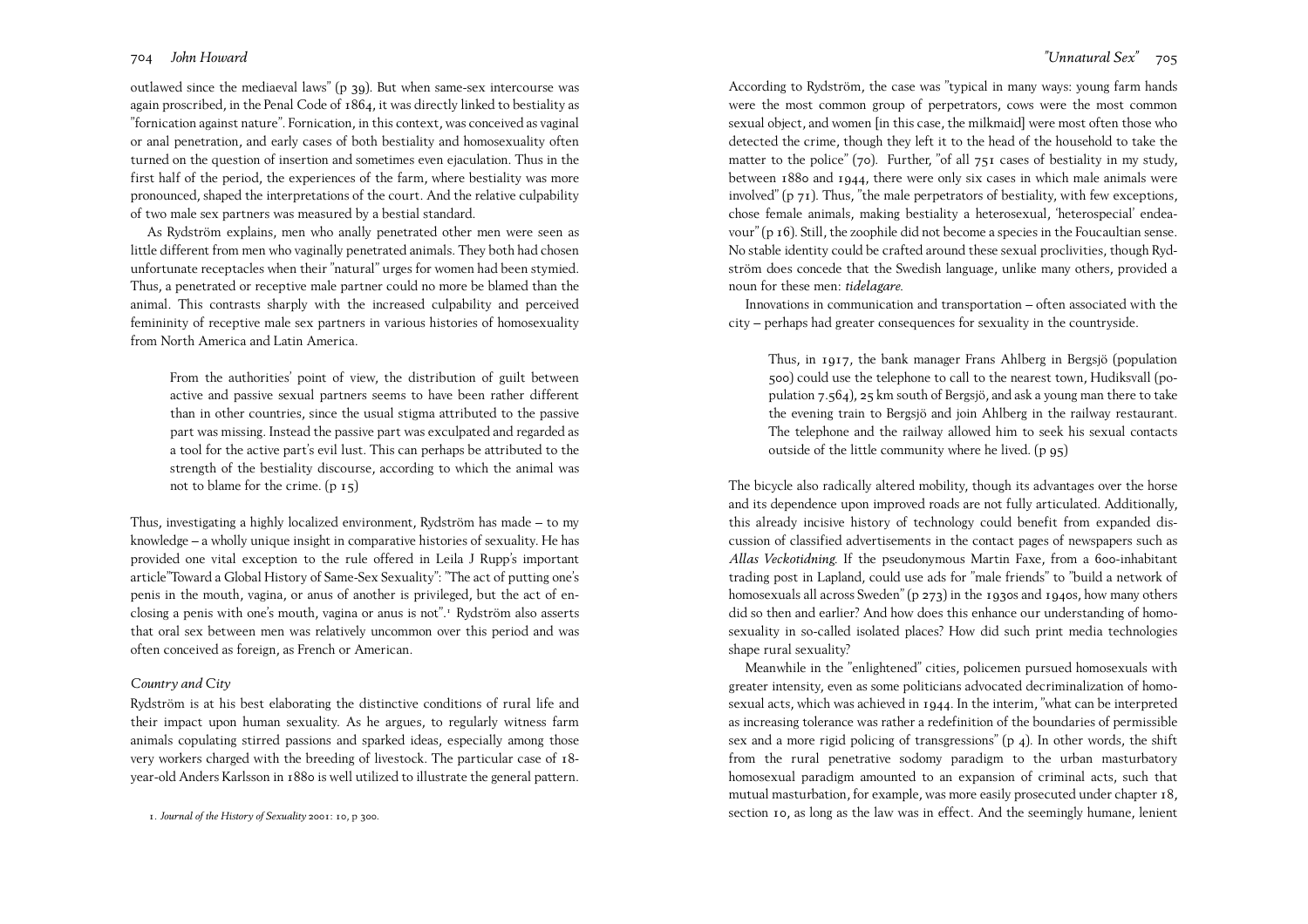outlawed since the mediaeval laws" (p 39). But when same-sex intercourse was again proscribed, in the Penal Code of 1864, it was directly linked to bestiality as "fornication against nature". Fornication, in this context, was conceived as vaginal or anal penetration, and early cases of both bestiality and homosexuality often turned on the question of insertion and sometimes even ejaculation. Thus in the first half of the period, the experiences of the farm, where bestiality was more pronounced, shaped the interpretations of the court. And the relative culpability of two male sex partners was measured by a bestial standard.

As Rydström explains, men who anally penetrated other men were seen as little different from men who vaginally penetrated animals. They both had chosen unfortunate receptacles when their "natural" urges for women had been stymied. Thus, a penetrated or receptive male partner could no more be blamed than the animal. This contrasts sharply with the increased culpability and perceived femininity of receptive male sex partners in various histories of homosexuality from North America and Latin America.

> From the authorities' point of view, the distribution of guilt between active and passive sexual partners seems to have been rather different than in other countries, since the usual stigma attributed to the passive part was missing. Instead the passive part was exculpated and regarded as a tool for the active part's evil lust. This can perhaps be attributed to the strength of the bestiality discourse, according to which the animal was not to blame for the crime. (p 15)

Thus, investigating a highly localized environment, Rydström has made – to my knowledge – a wholly unique insight in comparative histories of sexuality. He has provided one vital exception to the rule offered in Leila J Rupp's important article"Toward a Global History of Same-Sex Sexuality": "The act of putting one's penis in the mouth, vagina, or anus of another is privileged, but the act of enclosing a penis with one's mouth, vagina or anus is not".[1] Rydström also asserts that oral sex between men was relatively uncommon over this period and was often conceived as foreign, as French or American.

### *Country and City*

Rydström is at his best elaborating the distinctive conditions of rural life and their impact upon human sexuality. As he argues, to regularly witness farm animals copulating stirred passions and sparked ideas, especially among those very workers charged with the breeding of livestock. The particular case of 18-year-old Anders Karlsson in 1880 is well utilized to illustrate the general pattern. According to Rydström, the case was "typical in many ways: young farm hands were the most common group of perpetrators, cows were the most common sexual object, and women [in this case, the milkmaid] were most often those who detected the crime, though they left it to the head of the household to take the matter to the police" (70). Further, "of all 751 cases of bestiality in my study, between 1880 and 1944, there were only six cases in which male animals were involved" (p 71). Thus, "the male perpetrators of bestiality, with few exceptions, chose female animals, making bestiality a heterosexual, 'heterospecial' endeavour" (p 16). Still, the zoophile did not become a species in the Foucaultian sense. No stable identity could be crafted around these sexual proclivities, though Rydström does concede that the Swedish language, unlike many others, provided a noun for these men: *tidelagare*.

Innovations in communication and transportation – often associated with the city – perhaps had greater consequences for sexuality in the countryside.

> Thus, in 1917, the bank manager Frans Ahlberg in Bergsjö (population 500) could use the telephone to call to the nearest town, Hudiksvall (population 7.564), 25 km south of Bergsjö, and ask a young man there to take the evening train to Bergsjö and join Ahlberg in the railway restaurant. The telephone and the railway allowed him to seek his sexual contacts outside of the little community where he lived. (p 95)

The bicycle also radically altered mobility, though its advantages over the horse and its dependence upon improved roads are not fully articulated. Additionally, this already incisive history of technology could benefit from expanded discussion of classified advertisements in the contact pages of newspapers such as *Allas Veckotidning*. If the pseudonymous Martin Faxe, from a 600-inhabitant trading post in Lapland, could use ads for "male friends" to "build a network of homosexuals all across Sweden" (p 273) in the 1930s and 1940s, how many others did so then and earlier? And how does this enhance our understanding of homosexuality in so-called isolated places? How did such print media technologies shape rural sexuality?

Meanwhile in the "enlightened" cities, policemen pursued homosexuals with greater intensity, even as some politicians advocated decriminalization of homosexual acts, which was achieved in 1944. In the interim, "what can be interpreted as increasing tolerance was rather a redefinition of the boundaries of permissible sex and a more rigid policing of transgressions" (p 4). In other words, the shift from the rural penetrative sodomy paradigm to the urban masturbatory homosexual paradigm amounted to an expansion of criminal acts, such that mutual masturbation, for example, was more easily prosecuted under chapter 18, section 10, as long as the law was in effect. And the seemingly humane, lenient

1. *Journal of the History of Sexuality* 2001: 10, p 300.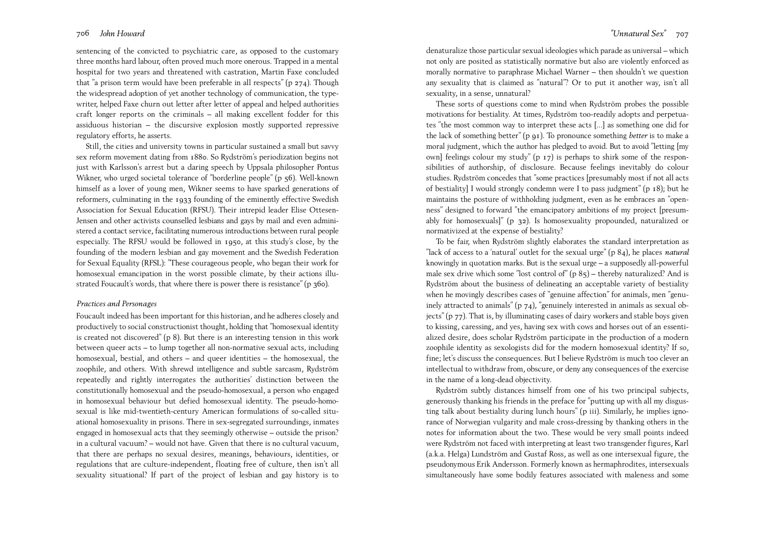sentencing of the convicted to psychiatric care, as opposed to the customary three months hard labour, often proved much more onerous. Trapped in a mental hospital for two years and threatened with castration, Martin Faxe concluded that "a prison term would have been preferable in all respects" (p 274). Though the widespread adoption of yet another technology of communication, the typewriter, helped Faxe churn out letter after letter of appeal and helped authorities craft longer reports on the criminals – all making excellent fodder for this assiduous historian – the discursive explosion mostly supported repressive regulatory efforts, he asserts.

Still, the cities and university towns in particular sustained a small but savvy sex reform movement dating from 1880. So Rydström's periodization begins not just with Karlsson's arrest but a daring speech by Uppsala philosopher Pontus Wikner, who urged societal tolerance of "borderline people" (p 56). Well-known himself as a lover of young men, Wikner seems to have sparked generations of reformers, culminating in the 1933 founding of the eminently effective Swedish Association for Sexual Education (RFSU). Their intrepid leader Elise Ottesen-Jensen and other activists counselled lesbians and gays by mail and even administered a contact service, facilitating numerous introductions between rural people especially. The RFSU would be followed in 1950, at this study's close, by the founding of the modern lesbian and gay movement and the Swedish Federation for Sexual Equality (RFSL): "These courageous people, who began their work for homosexual emancipation in the worst possible climate, by their actions illustrated Foucault's words, that where there is power there is resistance" (p 360).

### *Practices and Personages*

Foucault indeed has been important for this historian, and he adheres closely and productively to social constructionist thought, holding that "homosexual identity is created not discovered" (p 8). But there is an interesting tension in this work between queer acts – to lump together all non-normative sexual acts, including homosexual, bestial, and others – and queer identities – the homosexual, the zoophile, and others. With shrewd intelligence and subtle sarcasm, Rydström repeatedly and rightly interrogates the authorities' distinction between the constitutionally homosexual and the pseudo-homosexual, a person who engaged in homosexual behaviour but defied homosexual identity. The pseudo-homosexual is like mid-twentieth-century American formulations of so-called situational homosexuality in prisons. There in sex-segregated surroundings, inmates engaged in homosexual acts that they seemingly otherwise – outside the prison? in a cultural vacuum? – would not have. Given that there is no cultural vacuum, that there are perhaps no sexual desires, meanings, behaviours, identities, or regulations that are culture-independent, floating free of culture, then isn't all sexuality situational? If part of the project of lesbian and gay history is to denaturalize those particular sexual ideologies which parade as universal – which not only are posited as statistically normative but also are violently enforced as morally normative to paraphrase Michael Warner – then shouldn't we question any sexuality that is claimed as "natural"? Or to put it another way, isn't all sexuality, in a sense, unnatural?

These sorts of questions come to mind when Rydström probes the possible motivations for bestiality. At times, Rydström too-readily adopts and perpetuates "the most common way to interpret these acts [...] as something one did for the lack of something better" (p 91). To pronounce something *better* is to make a moral judgment, which the author has pledged to avoid. But to avoid "letting [my own] feelings colour my study" (p 17) is perhaps to shirk some of the responsibilities of authorship, of disclosure. Because feelings inevitably do colour studies. Rydström concedes that "some practices [presumably most if not all acts of bestiality] I would strongly condemn were I to pass judgment" (p 18); but he maintains the posture of withholding judgment, even as he embraces an "openness" designed to forward "the emancipatory ambitions of my project [presumably for homosexuals]" (p 32). Is homosexuality propounded, naturalized or normativized at the expense of bestiality?

To be fair, when Rydström slightly elaborates the standard interpretation as "lack of access to a 'natural' outlet for the sexual urge" (p 84), he places *natural* knowingly in quotation marks. But is the sexual urge – a supposedly all-powerful male sex drive which some "lost control of" (p 85) – thereby naturalized? And is Rydström about the business of delineating an acceptable variety of bestiality when he movingly describes cases of "genuine affection" for animals, men "genuinely attracted to animals" (p 74), "genuinely interested in animals as sexual objects" (p 77). That is, by illuminating cases of dairy workers and stable boys given to kissing, caressing, and yes, having sex with cows and horses out of an essentialized desire, does scholar Rydström participate in the production of a modern zoophile identity as sexologists did for the modern homosexual identity? If so, fine; let's discuss the consequences. But I believe Rydström is much too clever an intellectual to withdraw from, obscure, or deny any consequences of the exercise in the name of a long-dead objectivity.

Rydström subtly distances himself from one of his two principal subjects, generously thanking his friends in the preface for "putting up with all my disgusting talk about bestiality during lunch hours" (p iii). Similarly, he implies ignorance of Norwegian vulgarity and male cross-dressing by thanking others in the notes for information about the two. These would be very small points indeed were Rydström not faced with interpreting at least two transgender figures, Karl (a.k.a. Helga) Lundström and Gustaf Ross, as well as one intersexual figure, the pseudonymous Erik Andersson. Formerly known as hermaphrodites, intersexuals simultaneously have some bodily features associated with maleness and some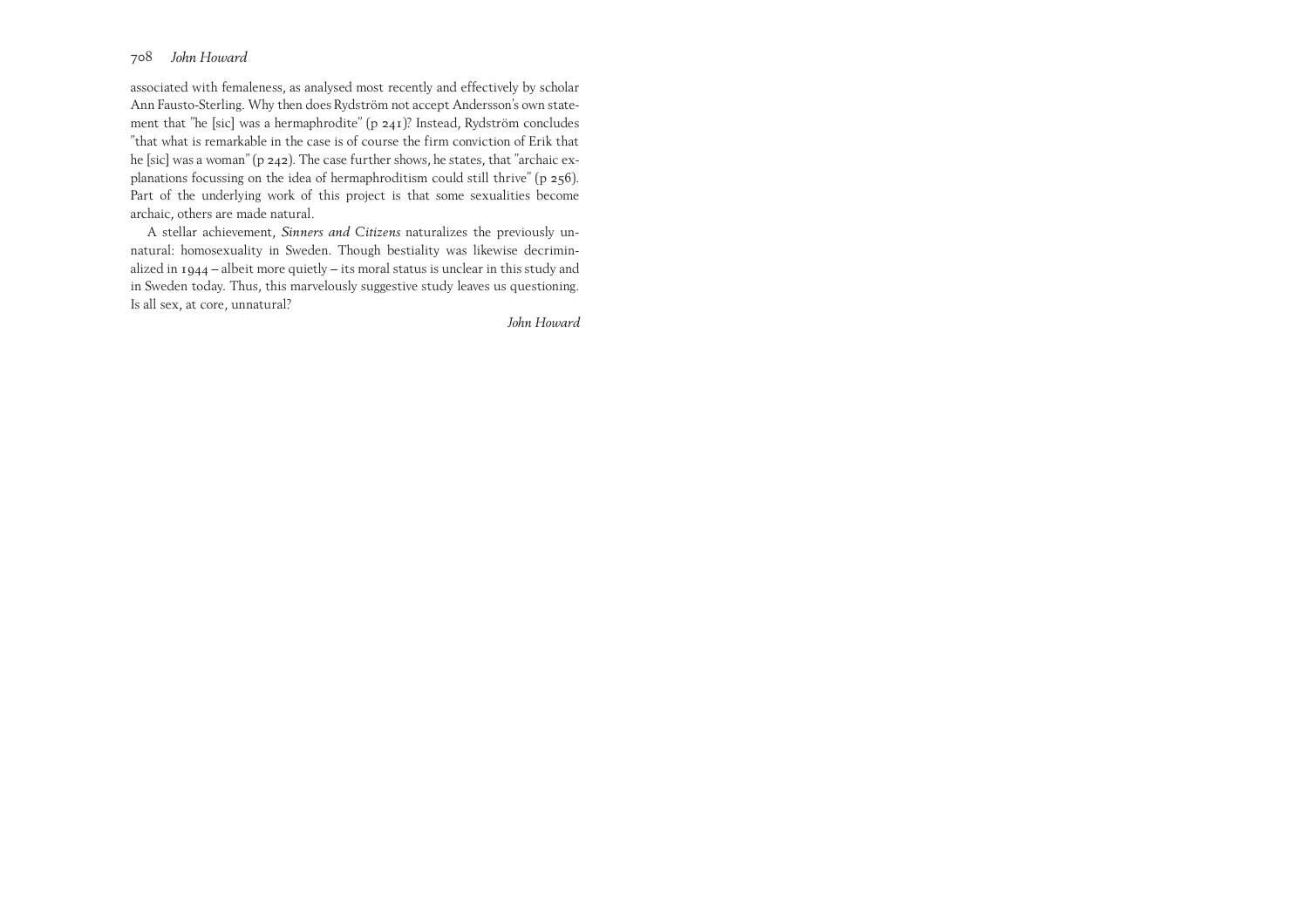associated with femaleness, as analysed most recently and effectively by scholar Ann Fausto-Sterling. Why then does Rydström not accept Andersson's own statement that "he [sic] was a hermaphrodite" (p 241)? Instead, Rydström concludes "that what is remarkable in the case is of course the firm conviction of Erik that he [sic] was a woman" (p 242). The case further shows, he states, that "archaic explanations focussing on the idea of hermaphroditism could still thrive" (p 256). Part of the underlying work of this project is that some sexualities become archaic, others are made natural.

A stellar achievement, *Sinners and Citizens* naturalizes the previously unnatural: homosexuality in Sweden. Though bestiality was likewise decriminalized in 1944 – albeit more quietly – its moral status is unclear in this study and in Sweden today. Thus, this marvelously suggestive study leaves us questioning. Is all sex, at core, unnatural?

*John Howard*